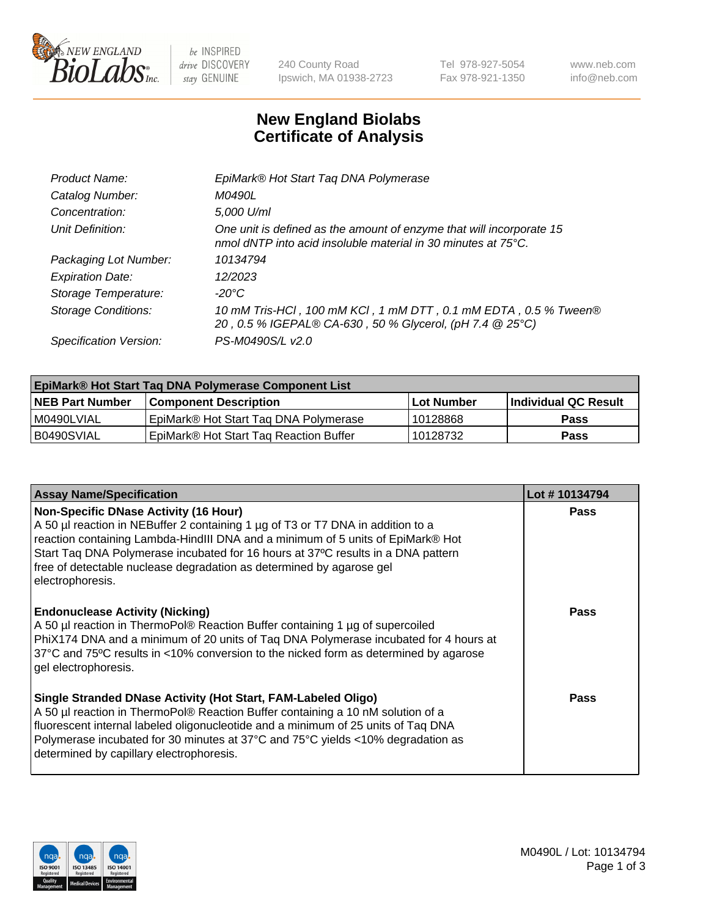NEW ENGLAND BioLabs Inc.

be INSPIRED drive DISCOVERY stay GENUINE

240 County Road
Ipswich, MA 01938-2723

Tel 978-927-5054
Fax 978-921-1350

www.neb.com
info@neb.com

# New England Biolabs
# Certificate of Analysis

| | |
|---|---|
| *Product Name:* | *EpiMark® Hot Start Taq DNA Polymerase* |
| *Catalog Number:* | *M0490L* |
| *Concentration:* | *5,000 U/ml* |
| *Unit Definition:* | *One unit is defined as the amount of enzyme that will incorporate 15 nmol dNTP into acid insoluble material in 30 minutes at 75°C.* |
| *Packaging Lot Number:* | *10134794* |
| *Expiration Date:* | *12/2023* |
| *Storage Temperature:* | *-20°C* |
| *Storage Conditions:* | *10 mM Tris-HCl , 100 mM KCl , 1 mM DTT , 0.1 mM EDTA , 0.5 % Tween® 20 , 0.5 % IGEPAL® CA-630 , 50 % Glycerol, (pH 7.4 @ 25°C)* |
| *Specification Version:* | *PS-M0490S/L v2.0* |

| EpiMark® Hot Start Taq DNA Polymerase Component List | | | |
|---|---|---|---|
| **NEB Part Number** | **Component Description** | **Lot Number** | **Individual QC Result** |
| M0490LVIAL | EpiMark® Hot Start Taq DNA Polymerase | 10128868 | **Pass** |
| B0490SVIAL | EpiMark® Hot Start Taq Reaction Buffer | 10128732 | **Pass** |

| Assay Name/Specification | Lot # 10134794 |
|---|---|
| **Non-Specific DNase Activity (16 Hour)**<br>A 50 µl reaction in NEBuffer 2 containing 1 µg of T3 or T7 DNA in addition to a reaction containing Lambda-HindIII DNA and a minimum of 5 units of EpiMark® Hot Start Taq DNA Polymerase incubated for 16 hours at 37ºC results in a DNA pattern free of detectable nuclease degradation as determined by agarose gel electrophoresis. | **Pass** |
| **Endonuclease Activity (Nicking)**<br>A 50 µl reaction in ThermoPol® Reaction Buffer containing 1 µg of supercoiled PhiX174 DNA and a minimum of 20 units of Taq DNA Polymerase incubated for 4 hours at 37°C and 75ºC results in <10% conversion to the nicked form as determined by agarose gel electrophoresis. | **Pass** |
| **Single Stranded DNase Activity (Hot Start, FAM-Labeled Oligo)**<br>A 50 µl reaction in ThermoPol® Reaction Buffer containing a 10 nM solution of a fluorescent internal labeled oligonucleotide and a minimum of 25 units of Taq DNA Polymerase incubated for 30 minutes at 37°C and 75°C yields <10% degradation as determined by capillary electrophoresis. | **Pass** |

M0490L / Lot: 10134794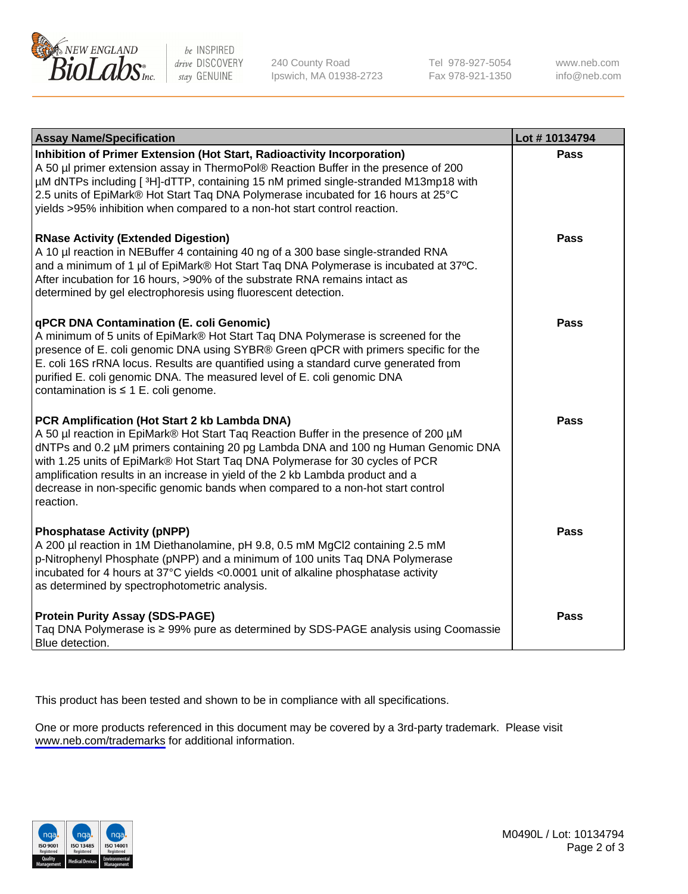| Assay Name/Specification | Lot # 10134794 |
| --- | --- |
| **Inhibition of Primer Extension (Hot Start, Radioactivity Incorporation)** A 50 µl primer extension assay in ThermoPol® Reaction Buffer in the presence of 200 µM dNTPs including [ $^3$H]-dTTP, containing 15 nM primed single-stranded M13mp18 with 2.5 units of EpiMark® Hot Start Taq DNA Polymerase incubated for 16 hours at 25°C yields >95% inhibition when compared to a non-hot start control reaction. | Pass |
| **RNase Activity (Extended Digestion)** A 10 µl reaction in NEBuffer 4 containing 40 ng of a 300 base single-stranded RNA and a minimum of 1 µl of EpiMark® Hot Start Taq DNA Polymerase is incubated at 37ºC. After incubation for 16 hours, >90% of the substrate RNA remains intact as determined by gel electrophoresis using fluorescent detection. | Pass |
| **qPCR DNA Contamination (E. coli Genomic)** A minimum of 5 units of EpiMark® Hot Start Taq DNA Polymerase is screened for the presence of E. coli genomic DNA using SYBR® Green qPCR with primers specific for the E. coli 16S rRNA locus. Results are quantified using a standard curve generated from purified E. coli genomic DNA. The measured level of E. coli genomic DNA contamination is ≤ 1 E. coli genome. | Pass |
| **PCR Amplification (Hot Start 2 kb Lambda DNA)** A 50 µl reaction in EpiMark® Hot Start Taq Reaction Buffer in the presence of 200 µM dNTPs and 0.2 µM primers containing 20 pg Lambda DNA and 100 ng Human Genomic DNA with 1.25 units of EpiMark® Hot Start Taq DNA Polymerase for 30 cycles of PCR amplification results in an increase in yield of the 2 kb Lambda product and a decrease in non-specific genomic bands when compared to a non-hot start control reaction. | Pass |
| **Phosphatase Activity (pNPP)** A 200 µl reaction in 1M Diethanolamine, pH 9.8, 0.5 mM $MgCl_2$ containing 2.5 mM p-Nitrophenyl Phosphate (pNPP) and a minimum of 100 units Taq DNA Polymerase incubated for 4 hours at 37°C yields <0.0001 unit of alkaline phosphatase activity as determined by spectrophotometric analysis. | Pass |
| **Protein Purity Assay (SDS-PAGE)** Taq DNA Polymerase is ≥ 99% pure as determined by SDS-PAGE analysis using Coomassie Blue detection. | Pass |

This product has been tested and shown to be in compliance with all specifications.

One or more products referenced in this document may be covered by a 3rd-party trademark. Please visit www.neb.com/trademarks for additional information.

M0490L / Lot: 10134794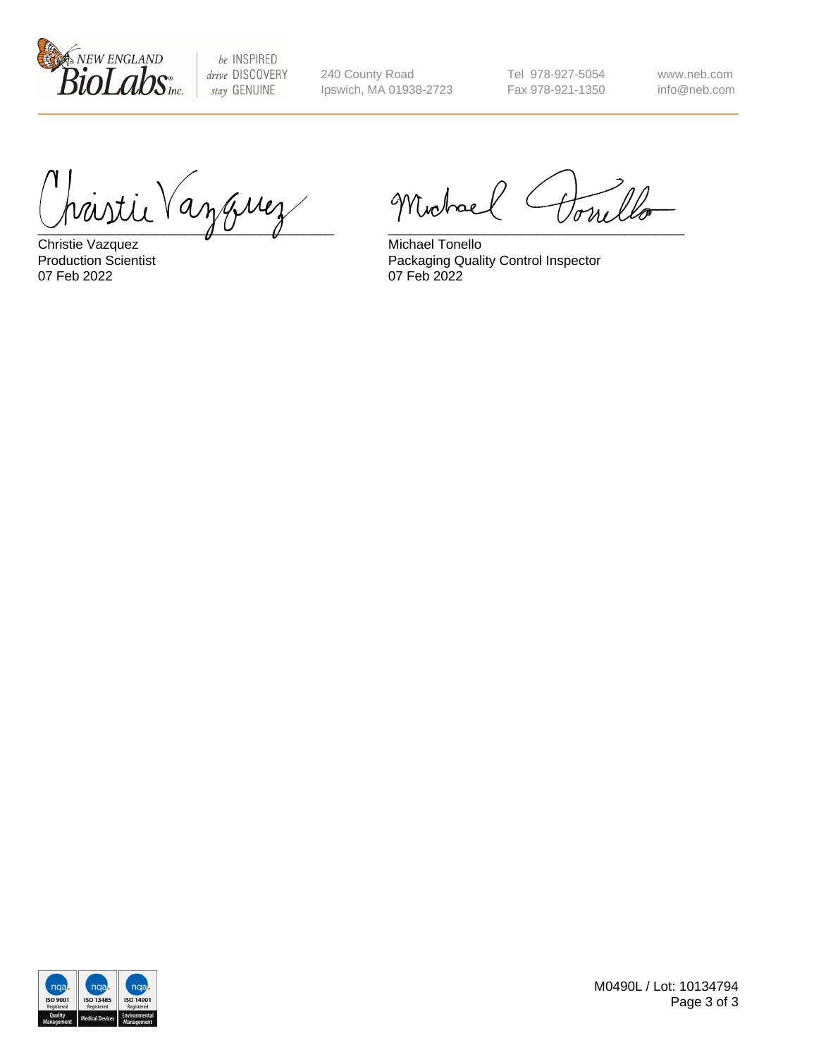Christie Vazquez
Production Scientist
07 Feb 2022

Michael Tonello
Packaging Quality Control Inspector
07 Feb 2022